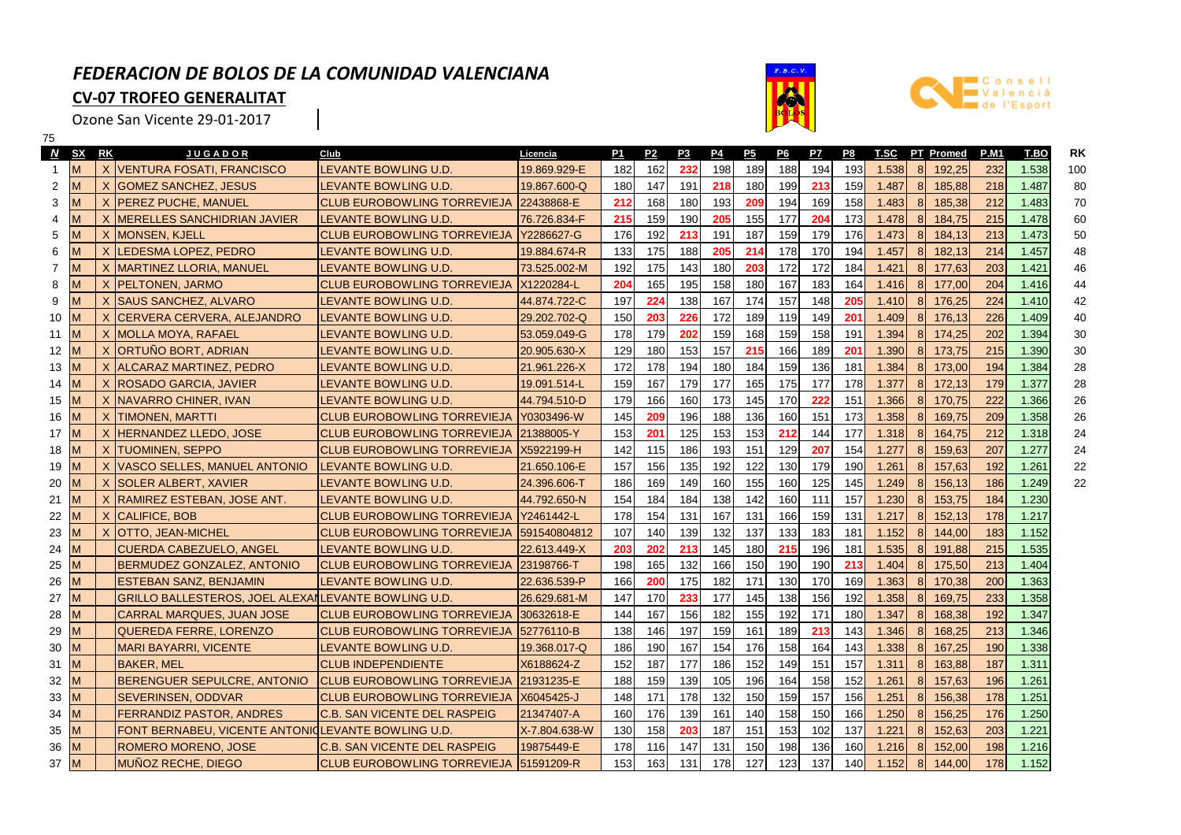# *FEDERACION DE BOLOS DE LA COMUNIDAD VALENCIANA*

## CV-07 TROFEO GENERALITAT

Ozone San Vicente 29-01-2017

75

| N | SX | RK | JUGADOR | Club | Licencia | P1 | P2 | P3 | P4 | P5 | P6 | P7 | P8 | T.SC | PT | Promed | P.M1 | T.BO | RK |
|---|---|---|---|---|---|---|---|---|---|---|---|---|---|---|---|---|---|---|---|
| 1 | M | X | VENTURA FOSATI, FRANCISCO | LEVANTE BOWLING U.D. | 19.869.929-E | 182 | 162 | 232 | 198 | 189 | 188 | 194 | 193 | 1.538 | 8 | 192,25 | 232 | 1.538 | 100 |
| 2 | M | X | GOMEZ SANCHEZ, JESUS | LEVANTE BOWLING U.D. | 19.867.600-Q | 180 | 147 | 191 | 218 | 180 | 199 | 213 | 159 | 1.487 | 8 | 185,88 | 218 | 1.487 | 80 |
| 3 | M | X | PEREZ PUCHE, MANUEL | CLUB EUROBOWLING TORREVIEJA | 22438868-E | 212 | 168 | 180 | 193 | 209 | 194 | 169 | 158 | 1.483 | 8 | 185,38 | 212 | 1.483 | 70 |
| 4 | M | X | MERELLES SANCHIDRIAN JAVIER | LEVANTE BOWLING U.D. | 76.726.834-F | 215 | 159 | 190 | 205 | 155 | 177 | 204 | 173 | 1.478 | 8 | 184,75 | 215 | 1.478 | 60 |
| 5 | M | X | MONSEN, KJELL | CLUB EUROBOWLING TORREVIEJA | Y2286627-G | 176 | 192 | 213 | 191 | 187 | 159 | 179 | 176 | 1.473 | 8 | 184,13 | 213 | 1.473 | 50 |
| 6 | M | X | LEDESMA LOPEZ, PEDRO | LEVANTE BOWLING U.D. | 19.884.674-R | 133 | 175 | 188 | 205 | 214 | 178 | 170 | 194 | 1.457 | 8 | 182,13 | 214 | 1.457 | 48 |
| 7 | M | X | MARTINEZ LLORIA, MANUEL | LEVANTE BOWLING U.D. | 73.525.002-M | 192 | 175 | 143 | 180 | 203 | 172 | 172 | 184 | 1.421 | 8 | 177,63 | 203 | 1.421 | 46 |
| 8 | M | X | PELTONEN, JARMO | CLUB EUROBOWLING TORREVIEJA | X1220284-L | 204 | 165 | 195 | 158 | 180 | 167 | 183 | 164 | 1.416 | 8 | 177,00 | 204 | 1.416 | 44 |
| 9 | M | X | SAUS SANCHEZ, ALVARO | LEVANTE BOWLING U.D. | 44.874.722-C | 197 | 224 | 138 | 167 | 174 | 157 | 148 | 205 | 1.410 | 8 | 176,25 | 224 | 1.410 | 42 |
| 10 | M | X | CERVERA CERVERA, ALEJANDRO | LEVANTE BOWLING U.D. | 29.202.702-Q | 150 | 203 | 226 | 172 | 189 | 119 | 149 | 201 | 1.409 | 8 | 176,13 | 226 | 1.409 | 40 |
| 11 | M | X | MOLLA MOYA, RAFAEL | LEVANTE BOWLING U.D. | 53.059.049-G | 178 | 179 | 202 | 159 | 168 | 159 | 158 | 191 | 1.394 | 8 | 174,25 | 202 | 1.394 | 30 |
| 12 | M | X | ORTUÑO BORT, ADRIAN | LEVANTE BOWLING U.D. | 20.905.630-X | 129 | 180 | 153 | 157 | 215 | 166 | 189 | 201 | 1.390 | 8 | 173,75 | 215 | 1.390 | 30 |
| 13 | M | X | ALCARAZ MARTINEZ, PEDRO | LEVANTE BOWLING U.D. | 21.961.226-X | 172 | 178 | 194 | 180 | 184 | 159 | 136 | 181 | 1.384 | 8 | 173,00 | 194 | 1.384 | 28 |
| 14 | M | X | ROSADO GARCIA, JAVIER | LEVANTE BOWLING U.D. | 19.091.514-L | 159 | 167 | 179 | 177 | 165 | 175 | 177 | 178 | 1.377 | 8 | 172,13 | 179 | 1.377 | 28 |
| 15 | M | X | NAVARRO CHINER, IVAN | LEVANTE BOWLING U.D. | 44.794.510-D | 179 | 166 | 160 | 173 | 145 | 170 | 222 | 151 | 1.366 | 8 | 170,75 | 222 | 1.366 | 26 |
| 16 | M | X | TIMONEN, MARTTI | CLUB EUROBOWLING TORREVIEJA | Y0303496-W | 145 | 209 | 196 | 188 | 136 | 160 | 151 | 173 | 1.358 | 8 | 169,75 | 209 | 1.358 | 26 |
| 17 | M | X | HERNANDEZ LLEDO, JOSE | CLUB EUROBOWLING TORREVIEJA | 21388005-Y | 153 | 201 | 125 | 153 | 153 | 212 | 144 | 177 | 1.318 | 8 | 164,75 | 212 | 1.318 | 24 |
| 18 | M | X | TUOMINEN, SEPPO | CLUB EUROBOWLING TORREVIEJA | X5922199-H | 142 | 115 | 186 | 193 | 151 | 129 | 207 | 154 | 1.277 | 8 | 159,63 | 207 | 1.277 | 24 |
| 19 | M | X | VASCO SELLES, MANUEL ANTONIO | LEVANTE BOWLING U.D. | 21.650.106-E | 157 | 156 | 135 | 192 | 122 | 130 | 179 | 190 | 1.261 | 8 | 157,63 | 192 | 1.261 | 22 |
| 20 | M | X | SOLER ALBERT, XAVIER | LEVANTE BOWLING U.D. | 24.396.606-T | 186 | 169 | 149 | 160 | 155 | 160 | 125 | 145 | 1.249 | 8 | 156,13 | 186 | 1.249 | 22 |
| 21 | M | X | RAMIREZ ESTEBAN, JOSE ANT. | LEVANTE BOWLING U.D. | 44.792.650-N | 154 | 184 | 184 | 138 | 142 | 160 | 111 | 157 | 1.230 | 8 | 153,75 | 184 | 1.230 | |
| 22 | M | X | CALIFICE, BOB | CLUB EUROBOWLING TORREVIEJA | Y2461442-L | 178 | 154 | 131 | 167 | 131 | 166 | 159 | 131 | 1.217 | 8 | 152,13 | 178 | 1.217 | |
| 23 | M | X | OTTO, JEAN-MICHEL | CLUB EUROBOWLING TORREVIEJA | 591540804812 | 107 | 140 | 139 | 132 | 137 | 133 | 183 | 181 | 1.152 | 8 | 144,00 | 183 | 1.152 | |
| 24 | M | | CUERDA CABEZUELO, ANGEL | LEVANTE BOWLING U.D. | 22.613.449-X | 203 | 202 | 213 | 145 | 180 | 215 | 196 | 181 | 1.535 | 8 | 191,88 | 215 | 1.535 | |
| 25 | M | | BERMUDEZ GONZALEZ, ANTONIO | CLUB EUROBOWLING TORREVIEJA | 23198766-T | 198 | 165 | 132 | 166 | 150 | 190 | 190 | 213 | 1.404 | 8 | 175,50 | 213 | 1.404 | |
| 26 | M | | ESTEBAN SANZ, BENJAMIN | LEVANTE BOWLING U.D. | 22.636.539-P | 166 | 200 | 175 | 182 | 171 | 130 | 170 | 169 | 1.363 | 8 | 170,38 | 200 | 1.363 | |
| 27 | M | | GRILLO BALLESTEROS, JOEL ALEXAN | LEVANTE BOWLING U.D. | 26.629.681-M | 147 | 170 | 233 | 177 | 145 | 138 | 156 | 192 | 1.358 | 8 | 169,75 | 233 | 1.358 | |
| 28 | M | | CARRAL MARQUES, JUAN JOSE | CLUB EUROBOWLING TORREVIEJA | 30632618-E | 144 | 167 | 156 | 182 | 155 | 192 | 171 | 180 | 1.347 | 8 | 168,38 | 192 | 1.347 | |
| 29 | M | | QUEREDA FERRE, LORENZO | CLUB EUROBOWLING TORREVIEJA | 52776110-B | 138 | 146 | 197 | 159 | 161 | 189 | 213 | 143 | 1.346 | 8 | 168,25 | 213 | 1.346 | |
| 30 | M | | MARI BAYARRI, VICENTE | LEVANTE BOWLING U.D. | 19.368.017-Q | 186 | 190 | 167 | 154 | 176 | 158 | 164 | 143 | 1.338 | 8 | 167,25 | 190 | 1.338 | |
| 31 | M | | BAKER, MEL | CLUB INDEPENDIENTE | X6188624-Z | 152 | 187 | 177 | 186 | 152 | 149 | 151 | 157 | 1.311 | 8 | 163,88 | 187 | 1.311 | |
| 32 | M | | BERENGUER SEPULCRE, ANTONIO | CLUB EUROBOWLING TORREVIEJA | 21931235-E | 188 | 159 | 139 | 105 | 196 | 164 | 158 | 152 | 1.261 | 8 | 157,63 | 196 | 1.261 | |
| 33 | M | | SEVERINSEN, ODDVAR | CLUB EUROBOWLING TORREVIEJA | X6045425-J | 148 | 171 | 178 | 132 | 150 | 159 | 157 | 156 | 1.251 | 8 | 156,38 | 178 | 1.251 | |
| 34 | M | | FERRANDIZ PASTOR, ANDRES | C.B. SAN VICENTE DEL RASPEIG | 21347407-A | 160 | 176 | 139 | 161 | 140 | 158 | 150 | 166 | 1.250 | 8 | 156,25 | 176 | 1.250 | |
| 35 | M | | FONT BERNABEU, VICENTE ANTONIO | LEVANTE BOWLING U.D. | X-7.804.638-W | 130 | 158 | 203 | 187 | 151 | 153 | 102 | 137 | 1.221 | 8 | 152,63 | 203 | 1.221 | |
| 36 | M | | ROMERO MORENO, JOSE | C.B. SAN VICENTE DEL RASPEIG | 19875449-E | 178 | 116 | 147 | 131 | 150 | 198 | 136 | 160 | 1.216 | 8 | 152,00 | 198 | 1.216 | |
| 37 | M | | MUÑOZ RECHE, DIEGO | CLUB EUROBOWLING TORREVIEJA | 51591209-R | 153 | 163 | 131 | 178 | 127 | 123 | 137 | 140 | 1.152 | 8 | 144,00 | 178 | 1.152 | |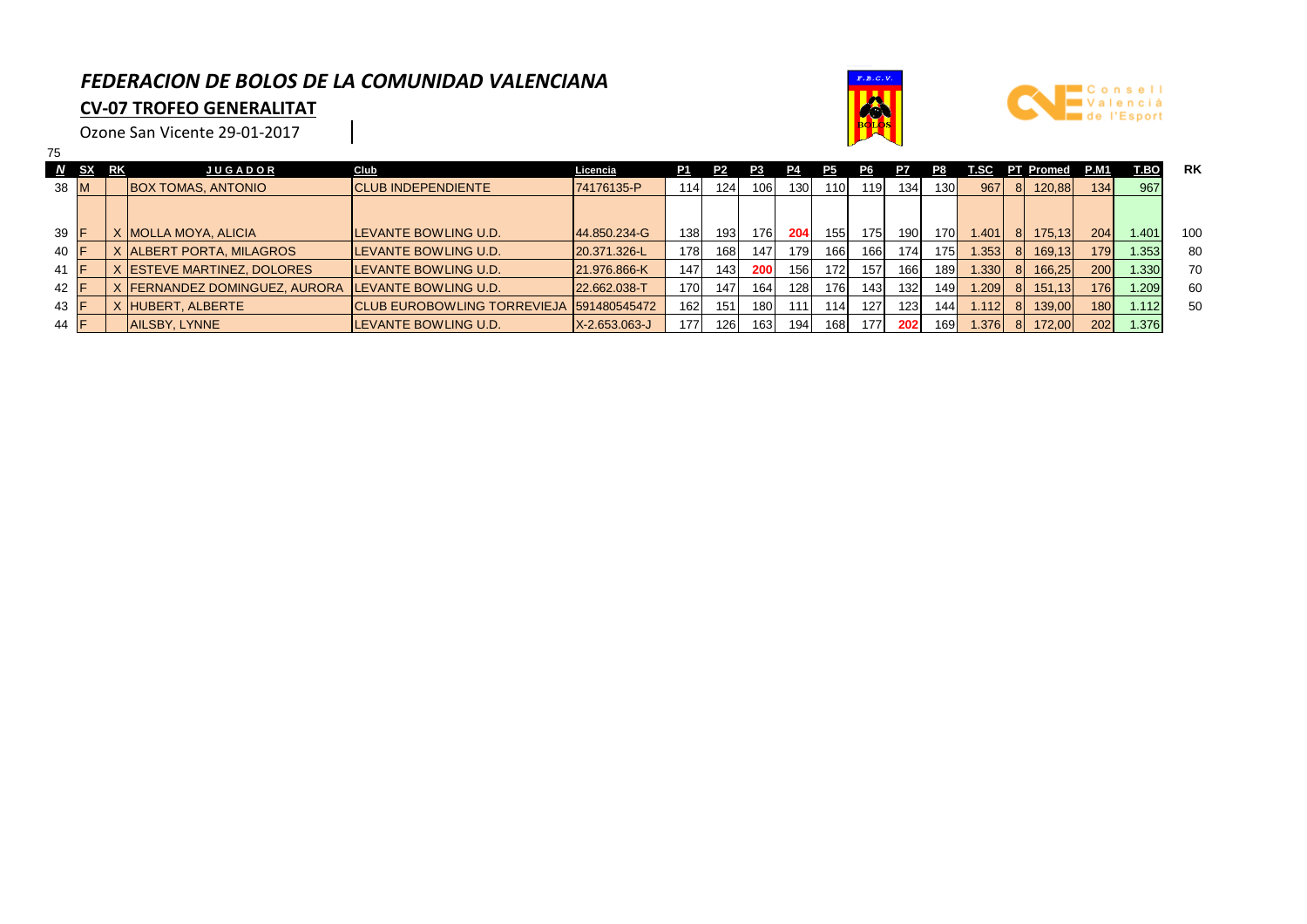# *FEDERACION DE BOLOS DE LA COMUNIDAD VALENCIANA*

**CV-07 TROFEO GENERALITAT**

Ozone San Vicente 29-01-2017

75

| N | SX | RK | JUGADOR | Club | Licencia | P1 | P2 | P3 | P4 | P5 | P6 | P7 | P8 | T.SC | PT | Promed | P.M1 | T.BO | RK |
|---|---|---|---|---|---|---|---|---|---|---|---|---|---|---|---|---|---|---|---|
| 38 | M | | BOX TOMAS, ANTONIO | CLUB INDEPENDIENTE | 74176135-P | 114 | 124 | 106 | 130 | 110 | 119 | 134 | 130 | 967 | 8 | 120,88 | 134 | 967 | |
| 39 | F | X | MOLLA MOYA, ALICIA | LEVANTE BOWLING U.D. | 44.850.234-G | 138 | 193 | 176 | 204 | 155 | 175 | 190 | 170 | 1.401 | 8 | 175,13 | 204 | 1.401 | 100 |
| 40 | F | X | ALBERT PORTA, MILAGROS | LEVANTE BOWLING U.D. | 20.371.326-L | 178 | 168 | 147 | 179 | 166 | 166 | 174 | 175 | 1.353 | 8 | 169,13 | 179 | 1.353 | 80 |
| 41 | F | X | ESTEVE MARTINEZ, DOLORES | LEVANTE BOWLING U.D. | 21.976.866-K | 147 | 143 | 200 | 156 | 172 | 157 | 166 | 189 | 1.330 | 8 | 166,25 | 200 | 1.330 | 70 |
| 42 | F | X | FERNANDEZ DOMINGUEZ, AURORA | LEVANTE BOWLING U.D. | 22.662.038-T | 170 | 147 | 164 | 128 | 176 | 143 | 132 | 149 | 1.209 | 8 | 151,13 | 176 | 1.209 | 60 |
| 43 | F | X | HUBERT, ALBERTE | CLUB EUROBOWLING TORREVIEJA | 591480545472 | 162 | 151 | 180 | 111 | 114 | 127 | 123 | 144 | 1.112 | 8 | 139,00 | 180 | 1.112 | 50 |
| 44 | F | | AILSBY, LYNNE | LEVANTE BOWLING U.D. | X-2.653.063-J | 177 | 126 | 163 | 194 | 168 | 177 | 202 | 169 | 1.376 | 8 | 172,00 | 202 | 1.376 | |